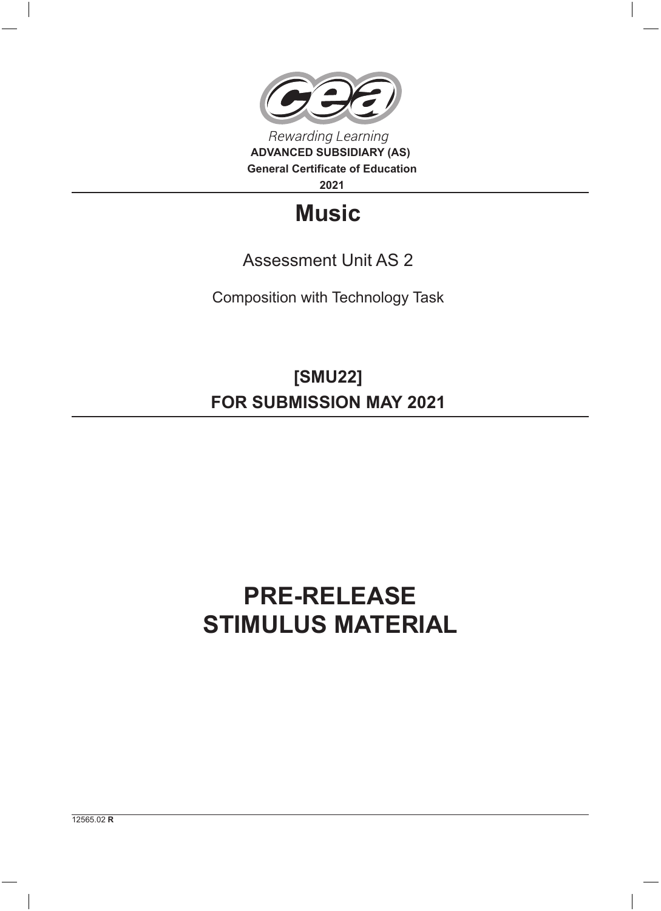Rewarding Learning

**ADVANCED SUBSIDIARY (AS)**
**General Certificate of Education**
**2021**

# Music

Assessment Unit AS 2

Composition with Technology Task

## [SMU22]
## FOR SUBMISSION MAY 2021

# PRE-RELEASE STIMULUS MATERIAL

12565.02 **R**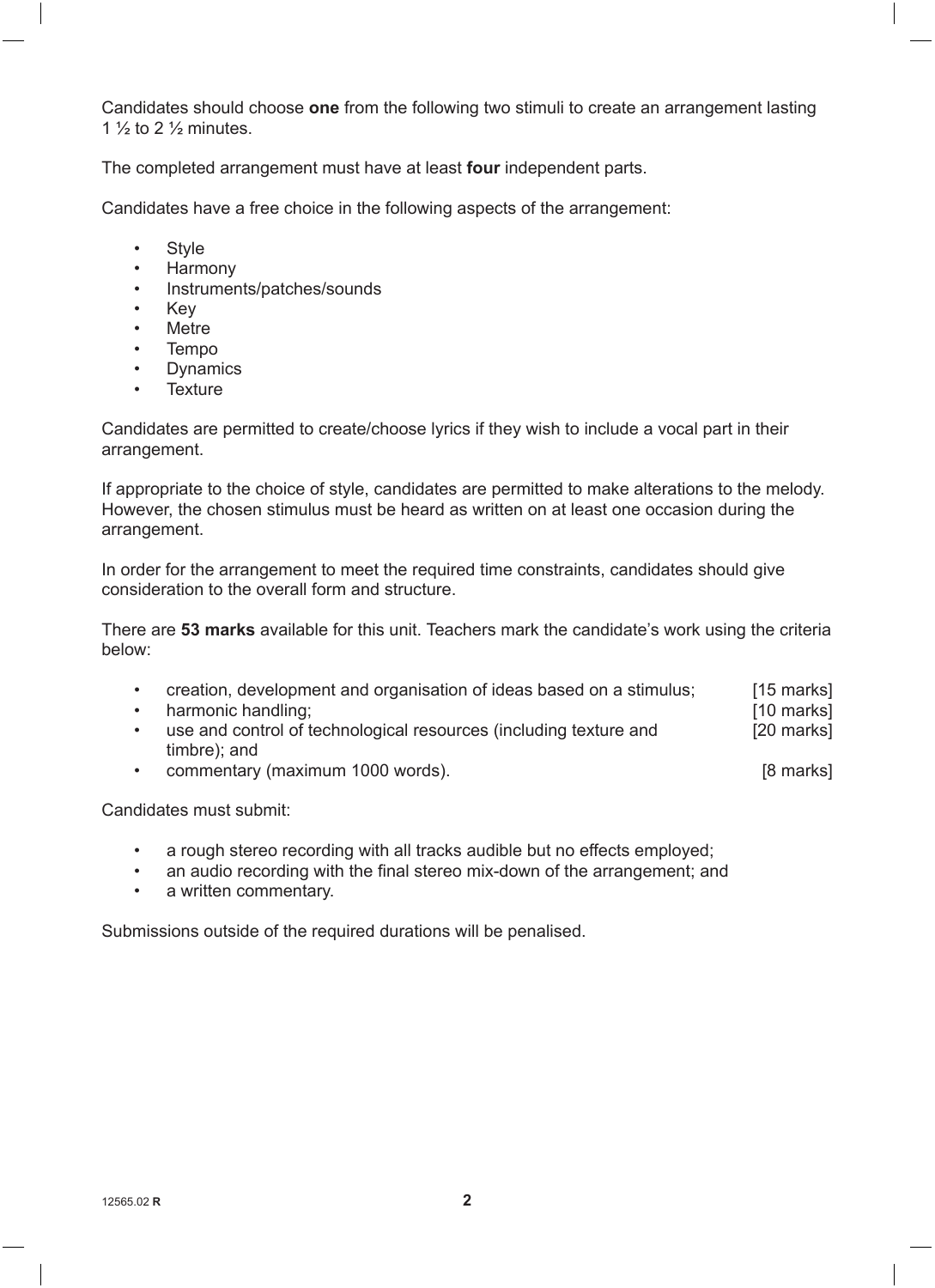Candidates should choose **one** from the following two stimuli to create an arrangement lasting 1 ½ to 2 ½ minutes.

The completed arrangement must have at least **four** independent parts.

Candidates have a free choice in the following aspects of the arrangement:

- Style
- Harmony
- Instruments/patches/sounds
- Key
- Metre
- Tempo
- Dynamics
- Texture

Candidates are permitted to create/choose lyrics if they wish to include a vocal part in their arrangement.

If appropriate to the choice of style, candidates are permitted to make alterations to the melody. However, the chosen stimulus must be heard as written on at least one occasion during the arrangement.

In order for the arrangement to meet the required time constraints, candidates should give consideration to the overall form and structure.

There are **53 marks** available for this unit. Teachers mark the candidate's work using the criteria below:

- creation, development and organisation of ideas based on a stimulus; [15 marks]
- harmonic handling; [10 marks]
- use and control of technological resources (including texture and timbre); and [20 marks]
- commentary (maximum 1000 words). [8 marks]

Candidates must submit:

- a rough stereo recording with all tracks audible but no effects employed;
- an audio recording with the final stereo mix-down of the arrangement; and
- a written commentary.

Submissions outside of the required durations will be penalised.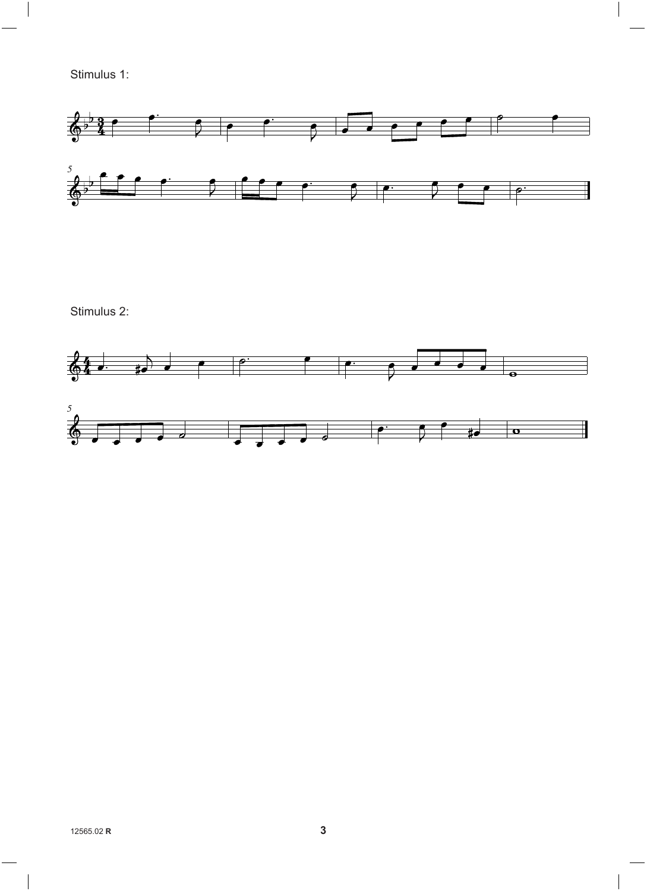Stimulus 1:

Stimulus 2: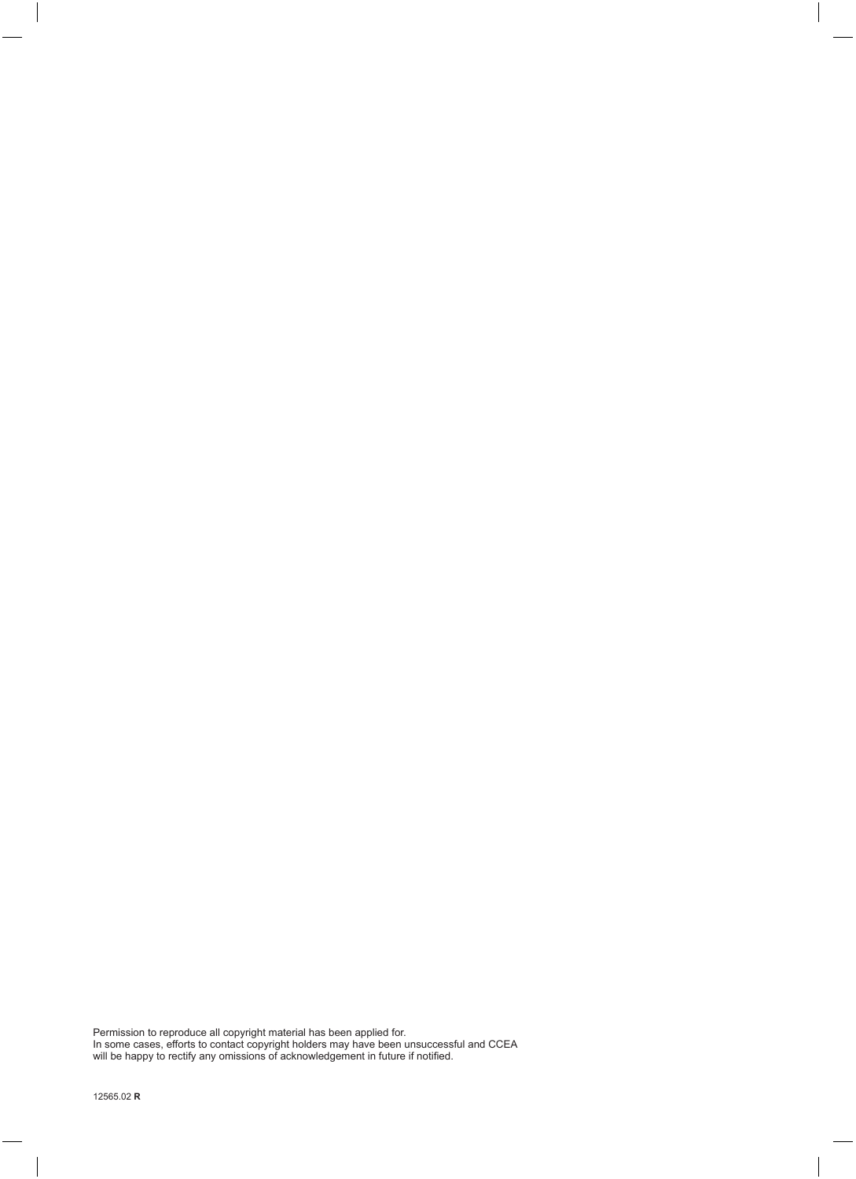Permission to reproduce all copyright material has been applied for.
In some cases, efforts to contact copyright holders may have been unsuccessful and CCEA will be happy to rectify any omissions of acknowledgement in future if notified.

12565.02 **R**